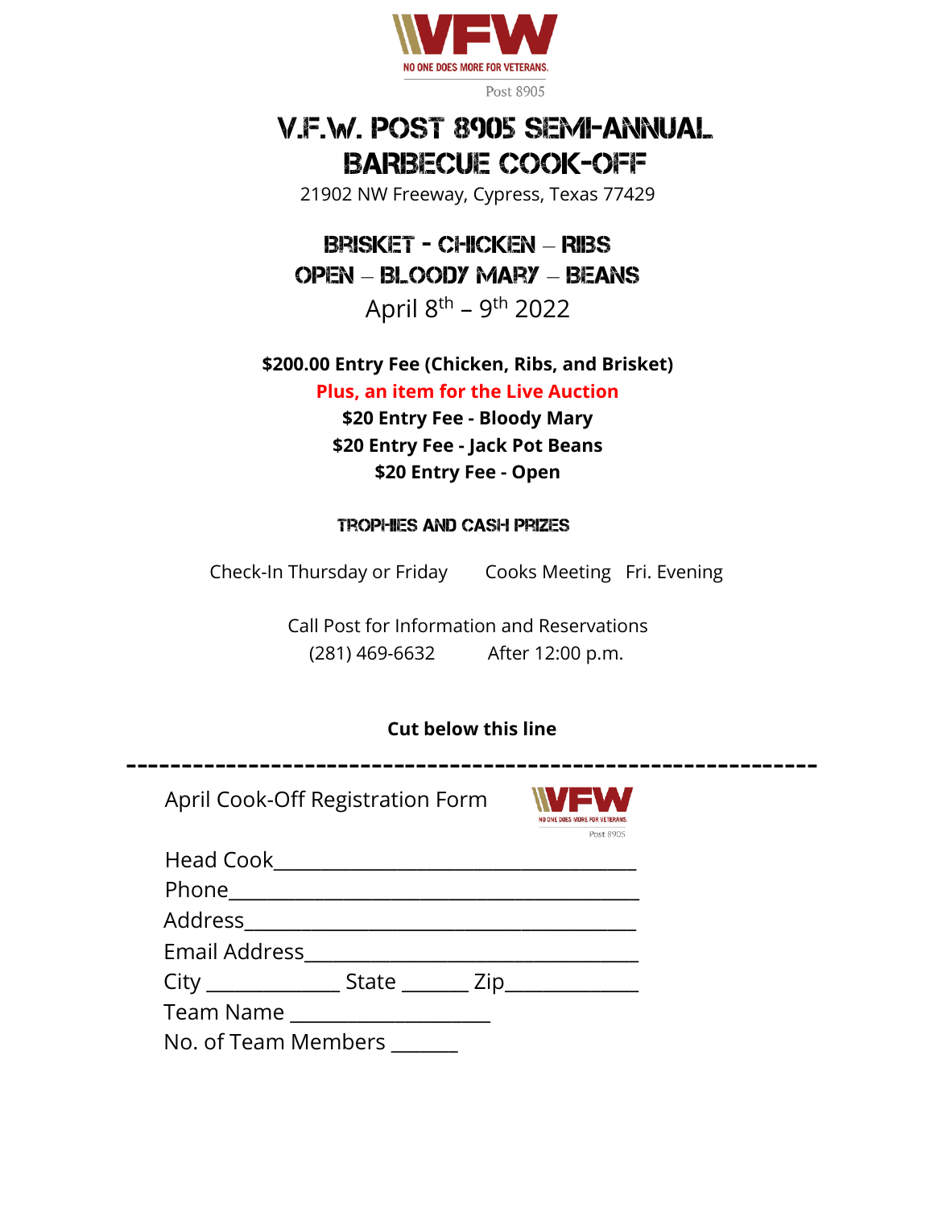VFW
NO ONE DOES MORE FOR VETERANS.
Post 8905

# V.F.W. POST 8905 SEMI-ANNUAL BARBECUE COOK-OFF

21902 NW Freeway, Cypress, Texas 77429

## BRISKET - CHICKEN – RIBS
## OPEN – BLOODY MARY – BEANS

April 8th – 9th 2022

**$200.00 Entry Fee (Chicken, Ribs, and Brisket)**

**Plus, an item for the Live Auction**

**$20 Entry Fee - Bloody Mary**

**$20 Entry Fee - Jack Pot Beans**

**$20 Entry Fee - Open**

### TROPHIES AND CASH PRIZES

Check-In Thursday or Friday    Cooks Meeting  Fri. Evening

Call Post for Information and Reservations
(281) 469-6632    After 12:00 p.m.

**Cut below this line**

---

April Cook-Off Registration Form

VFW
NO ONE DOES MORE FOR VETERANS.
Post 8905

Head Cook_______________________________________

Phone_____________________________________________

Address__________________________________________

Email Address____________________________________

City _____________ State ______ Zip_____________

Team Name __________________

No. of Team Members ______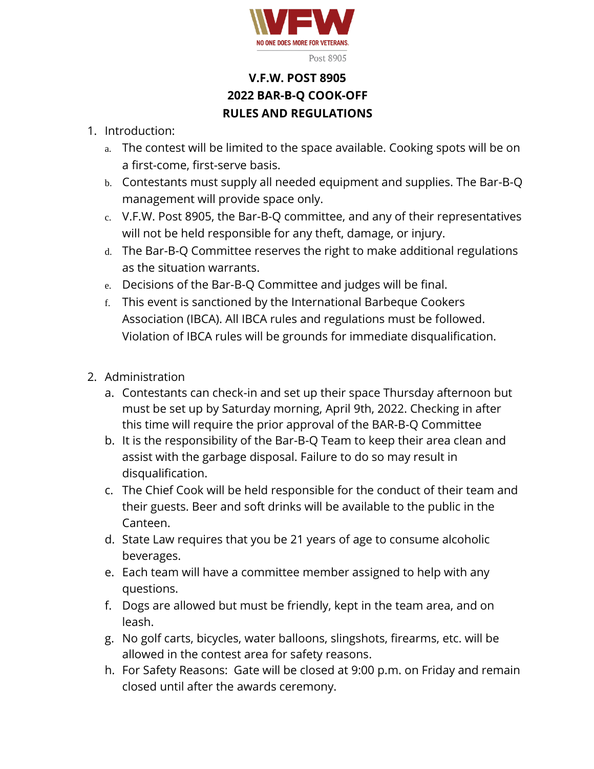VFW

NO ONE DOES MORE FOR VETERANS.

Post 8905

**V.F.W. POST 8905**
**2022 BAR-B-Q COOK-OFF**
**RULES AND REGULATIONS**

1. Introduction:
   a. The contest will be limited to the space available. Cooking spots will be on a first-come, first-serve basis.
   b. Contestants must supply all needed equipment and supplies. The Bar-B-Q management will provide space only.
   c. V.F.W. Post 8905, the Bar-B-Q committee, and any of their representatives will not be held responsible for any theft, damage, or injury.
   d. The Bar-B-Q Committee reserves the right to make additional regulations as the situation warrants.
   e. Decisions of the Bar-B-Q Committee and judges will be final.
   f. This event is sanctioned by the International Barbeque Cookers Association (IBCA). All IBCA rules and regulations must be followed. Violation of IBCA rules will be grounds for immediate disqualification.

2. Administration
   a. Contestants can check-in and set up their space Thursday afternoon but must be set up by Saturday morning, April 9th, 2022. Checking in after this time will require the prior approval of the BAR-B-Q Committee
   b. It is the responsibility of the Bar-B-Q Team to keep their area clean and assist with the garbage disposal. Failure to do so may result in disqualification.
   c. The Chief Cook will be held responsible for the conduct of their team and their guests. Beer and soft drinks will be available to the public in the Canteen.
   d. State Law requires that you be 21 years of age to consume alcoholic beverages.
   e. Each team will have a committee member assigned to help with any questions.
   f. Dogs are allowed but must be friendly, kept in the team area, and on leash.
   g. No golf carts, bicycles, water balloons, slingshots, firearms, etc. will be allowed in the contest area for safety reasons.
   h. For Safety Reasons: Gate will be closed at 9:00 p.m. on Friday and remain closed until after the awards ceremony.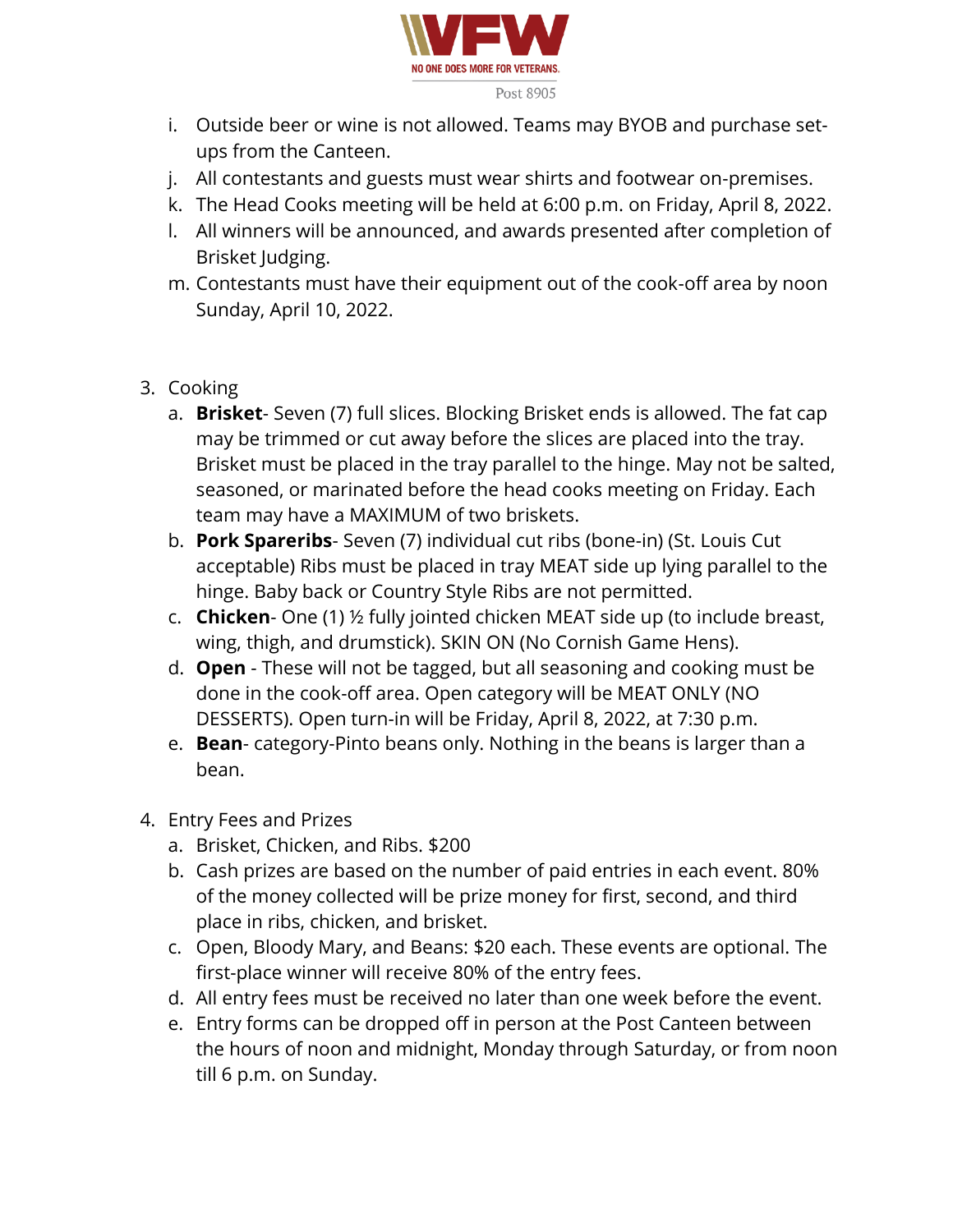- i. Outside beer or wine is not allowed. Teams may BYOB and purchase set-ups from the Canteen.
- j. All contestants and guests must wear shirts and footwear on-premises.
- k. The Head Cooks meeting will be held at 6:00 p.m. on Friday, April 8, 2022.
- l. All winners will be announced, and awards presented after completion of Brisket Judging.
- m. Contestants must have their equipment out of the cook-off area by noon Sunday, April 10, 2022.

3. Cooking
   - a. **Brisket**- Seven (7) full slices. Blocking Brisket ends is allowed. The fat cap may be trimmed or cut away before the slices are placed into the tray. Brisket must be placed in the tray parallel to the hinge. May not be salted, seasoned, or marinated before the head cooks meeting on Friday. Each team may have a MAXIMUM of two briskets.
   - b. **Pork Spareribs**- Seven (7) individual cut ribs (bone-in) (St. Louis Cut acceptable) Ribs must be placed in tray MEAT side up lying parallel to the hinge. Baby back or Country Style Ribs are not permitted.
   - c. **Chicken**- One (1) ½ fully jointed chicken MEAT side up (to include breast, wing, thigh, and drumstick). SKIN ON (No Cornish Game Hens).
   - d. **Open** - These will not be tagged, but all seasoning and cooking must be done in the cook-off area. Open category will be MEAT ONLY (NO DESSERTS). Open turn-in will be Friday, April 8, 2022, at 7:30 p.m.
   - e. **Bean**- category-Pinto beans only. Nothing in the beans is larger than a bean.

4. Entry Fees and Prizes
   - a. Brisket, Chicken, and Ribs. $200
   - b. Cash prizes are based on the number of paid entries in each event. 80% of the money collected will be prize money for first, second, and third place in ribs, chicken, and brisket.
   - c. Open, Bloody Mary, and Beans: $20 each. These events are optional. The first-place winner will receive 80% of the entry fees.
   - d. All entry fees must be received no later than one week before the event.
   - e. Entry forms can be dropped off in person at the Post Canteen between the hours of noon and midnight, Monday through Saturday, or from noon till 6 p.m. on Sunday.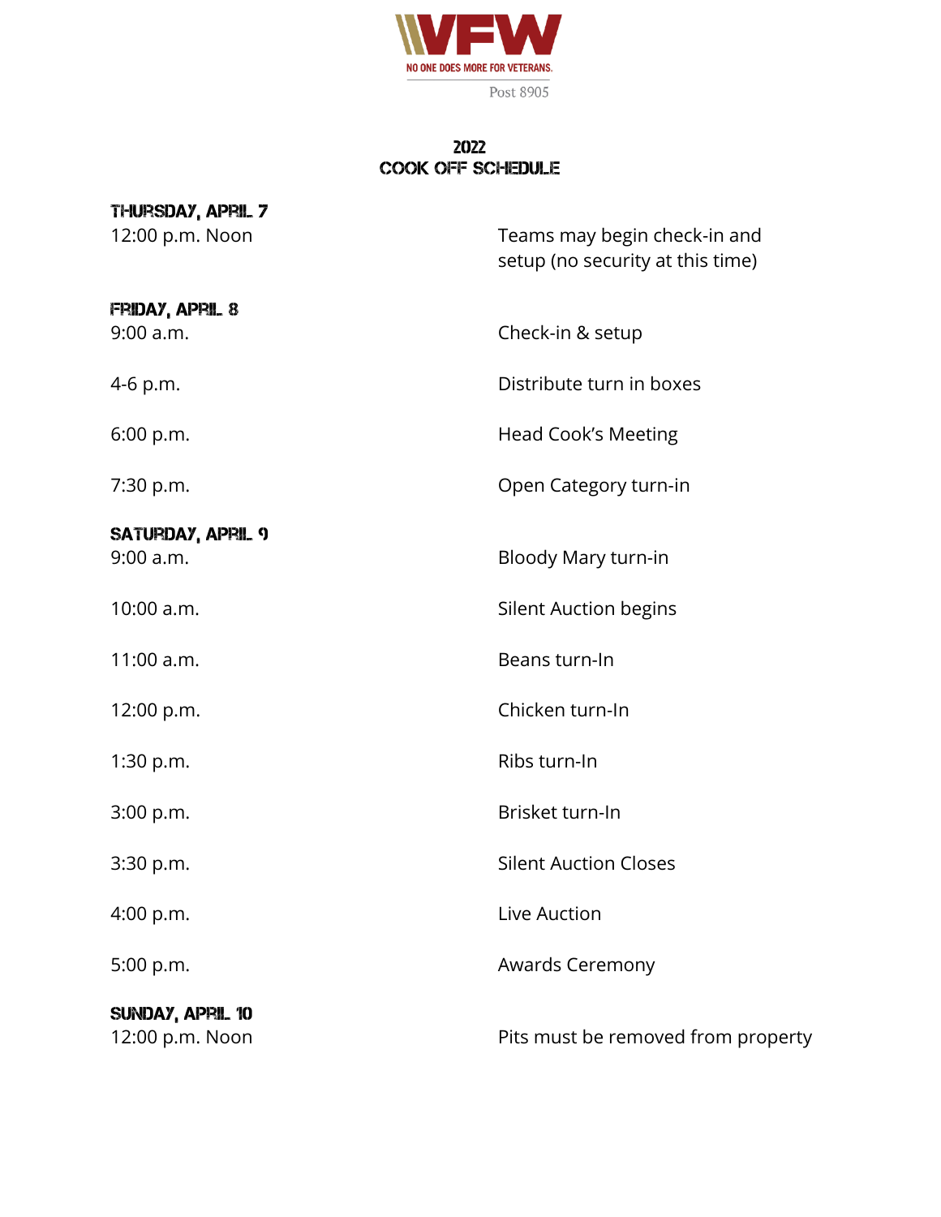VFW

NO ONE DOES MORE FOR VETERANS.

Post 8905

# 2022
# COOK OFF SCHEDULE

### THURSDAY, APRIL 7

| | |
|---|---|
| 12:00 p.m. Noon | Teams may begin check-in and setup (no security at this time) |

### FRIDAY, APRIL 8

| | |
|---|---|
| 9:00 a.m. | Check-in & setup |
| 4-6 p.m. | Distribute turn in boxes |
| 6:00 p.m. | Head Cook's Meeting |
| 7:30 p.m. | Open Category turn-in |

### SATURDAY, APRIL 9

| | |
|---|---|
| 9:00 a.m. | Bloody Mary turn-in |
| 10:00 a.m. | Silent Auction begins |
| 11:00 a.m. | Beans turn-In |
| 12:00 p.m. | Chicken turn-In |
| 1:30 p.m. | Ribs turn-In |
| 3:00 p.m. | Brisket turn-In |
| 3:30 p.m. | Silent Auction Closes |
| 4:00 p.m. | Live Auction |
| 5:00 p.m. | Awards Ceremony |

### SUNDAY, APRIL 10

| | |
|---|---|
| 12:00 p.m. Noon | Pits must be removed from property |